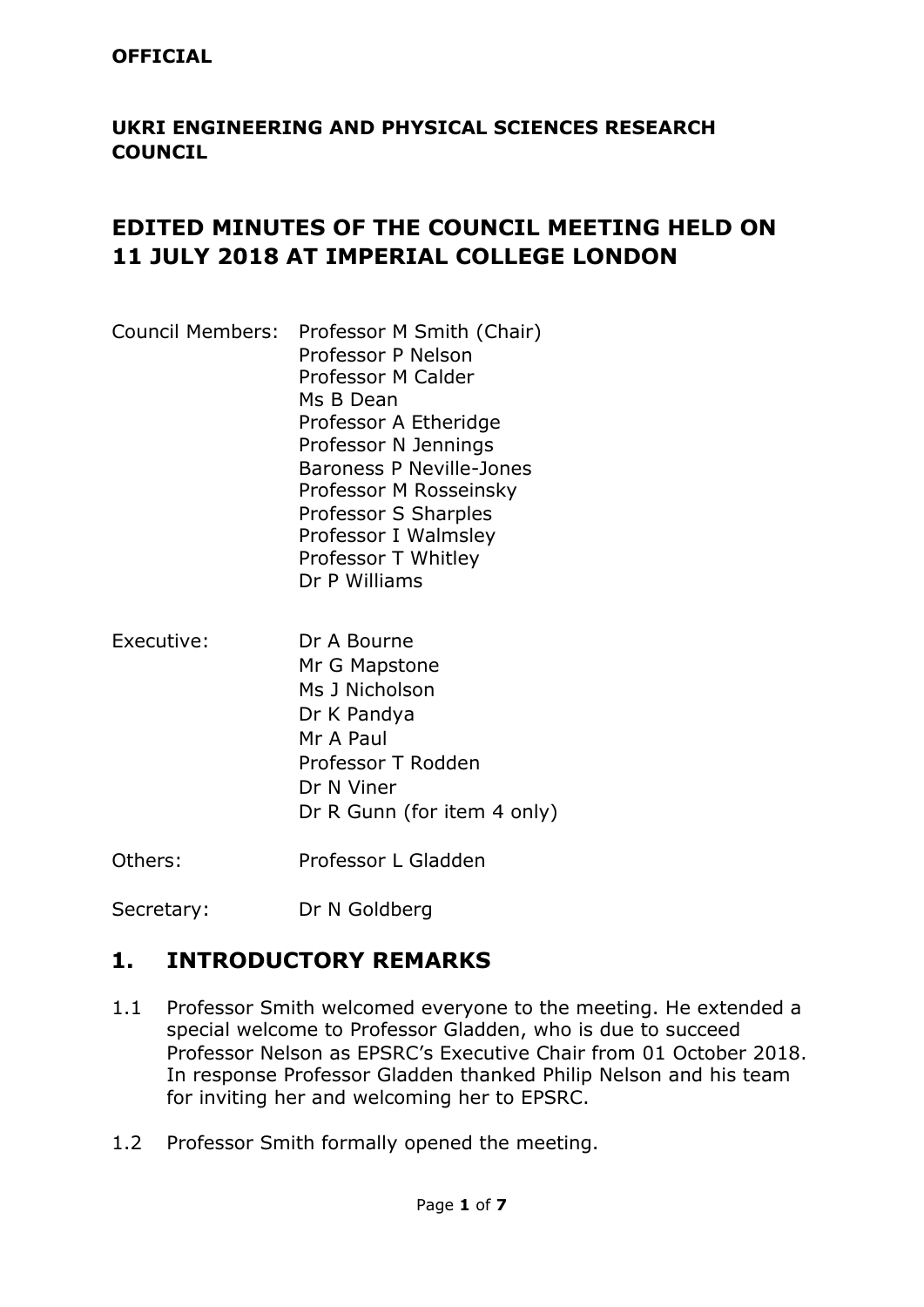**OFFICIAL**

**UKRI ENGINEERING AND PHYSICAL SCIENCES RESEARCH COUNCIL**

# EDITED MINUTES OF THE COUNCIL MEETING HELD ON 11 JULY 2018 AT IMPERIAL COLLEGE LONDON

| | |
|---|---|
| Council Members: | Professor M Smith (Chair) |
| | Professor P Nelson |
| | Professor M Calder |
| | Ms B Dean |
| | Professor A Etheridge |
| | Professor N Jennings |
| | Baroness P Neville-Jones |
| | Professor M Rosseinsky |
| | Professor S Sharples |
| | Professor I Walmsley |
| | Professor T Whitley |
| | Dr P Williams |
| Executive: | Dr A Bourne |
| | Mr G Mapstone |
| | Ms J Nicholson |
| | Dr K Pandya |
| | Mr A Paul |
| | Professor T Rodden |
| | Dr N Viner |
| | Dr R Gunn (for item 4 only) |
| Others: | Professor L Gladden |
| Secretary: | Dr N Goldberg |

## 1. INTRODUCTORY REMARKS

1.1 Professor Smith welcomed everyone to the meeting. He extended a special welcome to Professor Gladden, who is due to succeed Professor Nelson as EPSRC's Executive Chair from 01 October 2018. In response Professor Gladden thanked Philip Nelson and his team for inviting her and welcoming her to EPSRC.

1.2 Professor Smith formally opened the meeting.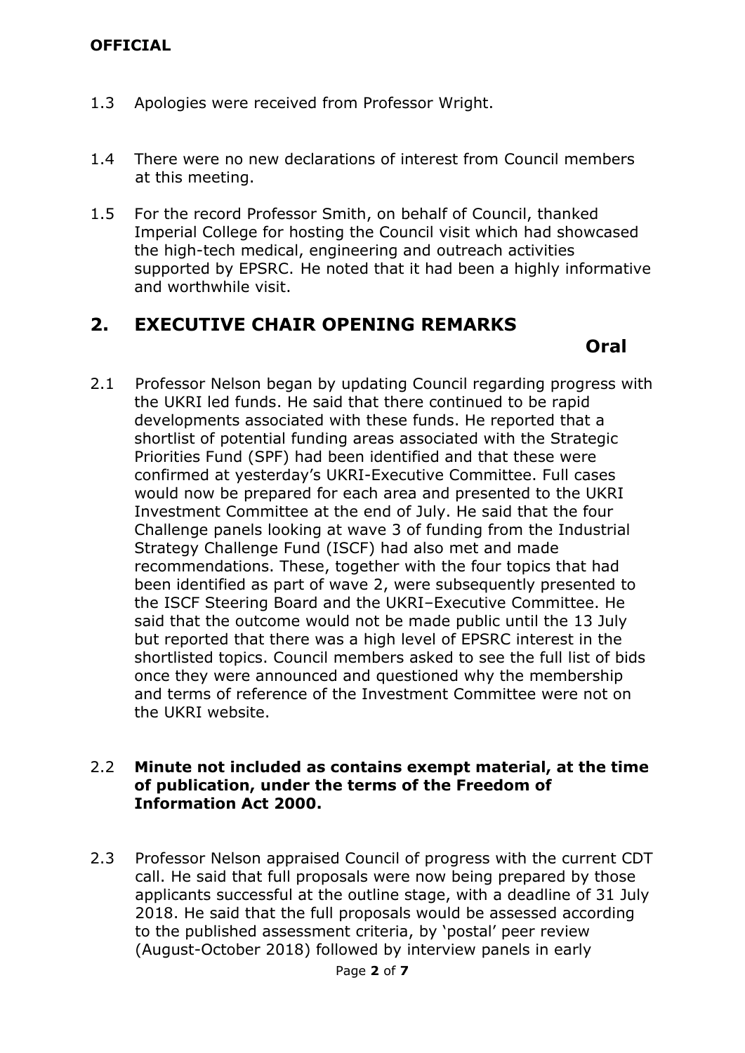1.3 Apologies were received from Professor Wright.

1.4 There were no new declarations of interest from Council members at this meeting.

1.5 For the record Professor Smith, on behalf of Council, thanked Imperial College for hosting the Council visit which had showcased the high-tech medical, engineering and outreach activities supported by EPSRC. He noted that it had been a highly informative and worthwhile visit.

## 2. EXECUTIVE CHAIR OPENING REMARKS

**Oral**

2.1 Professor Nelson began by updating Council regarding progress with the UKRI led funds. He said that there continued to be rapid developments associated with these funds. He reported that a shortlist of potential funding areas associated with the Strategic Priorities Fund (SPF) had been identified and that these were confirmed at yesterday's UKRI-Executive Committee. Full cases would now be prepared for each area and presented to the UKRI Investment Committee at the end of July. He said that the four Challenge panels looking at wave 3 of funding from the Industrial Strategy Challenge Fund (ISCF) had also met and made recommendations. These, together with the four topics that had been identified as part of wave 2, were subsequently presented to the ISCF Steering Board and the UKRI–Executive Committee. He said that the outcome would not be made public until the 13 July but reported that there was a high level of EPSRC interest in the shortlisted topics. Council members asked to see the full list of bids once they were announced and questioned why the membership and terms of reference of the Investment Committee were not on the UKRI website.

2.2 **Minute not included as contains exempt material, at the time of publication, under the terms of the Freedom of Information Act 2000.**

2.3 Professor Nelson appraised Council of progress with the current CDT call. He said that full proposals were now being prepared by those applicants successful at the outline stage, with a deadline of 31 July 2018. He said that the full proposals would be assessed according to the published assessment criteria, by 'postal' peer review (August-October 2018) followed by interview panels in early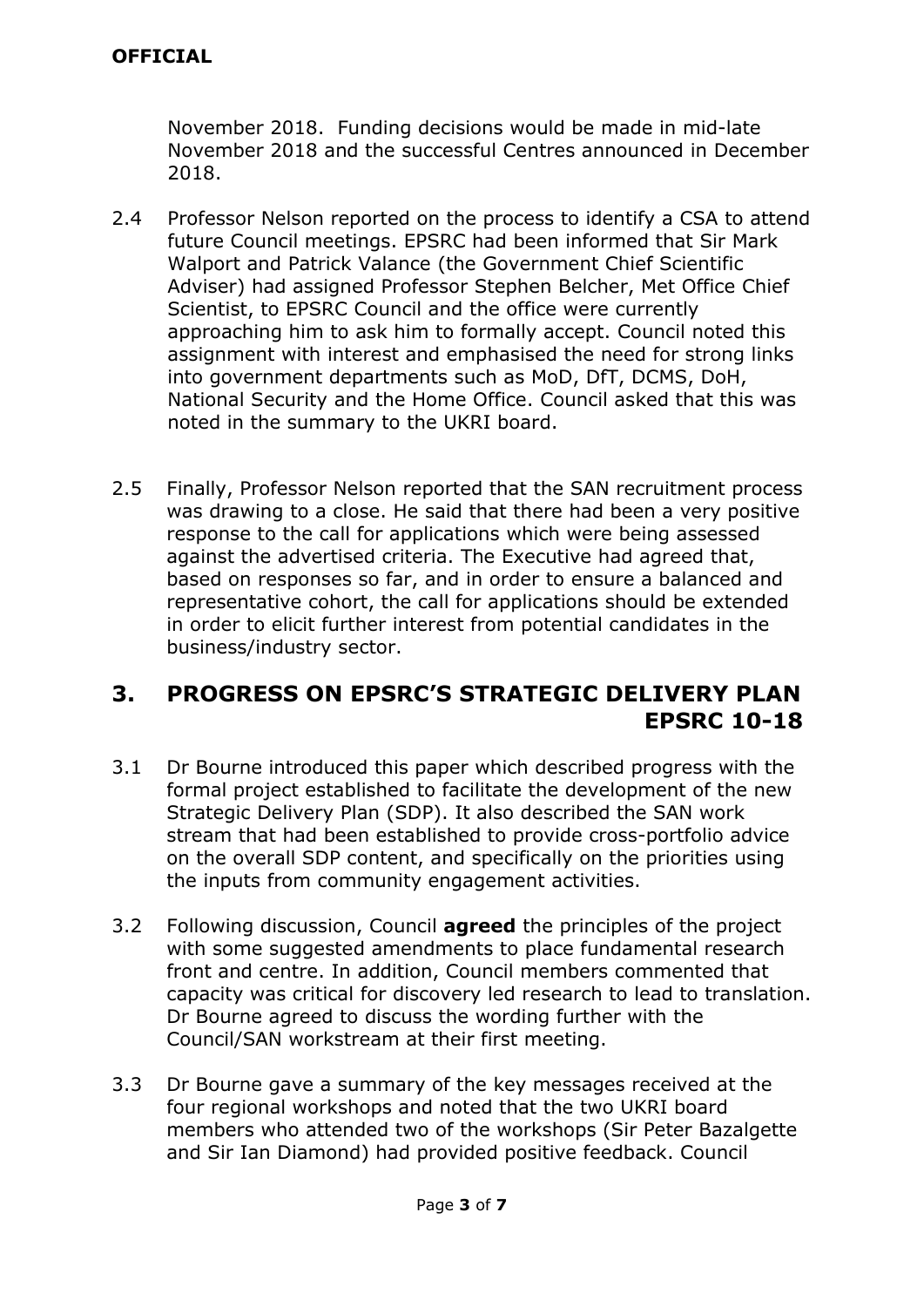November 2018. Funding decisions would be made in mid-late November 2018 and the successful Centres announced in December 2018.

2.4 Professor Nelson reported on the process to identify a CSA to attend future Council meetings. EPSRC had been informed that Sir Mark Walport and Patrick Valance (the Government Chief Scientific Adviser) had assigned Professor Stephen Belcher, Met Office Chief Scientist, to EPSRC Council and the office were currently approaching him to ask him to formally accept. Council noted this assignment with interest and emphasised the need for strong links into government departments such as MoD, DfT, DCMS, DoH, National Security and the Home Office. Council asked that this was noted in the summary to the UKRI board.

2.5 Finally, Professor Nelson reported that the SAN recruitment process was drawing to a close. He said that there had been a very positive response to the call for applications which were being assessed against the advertised criteria. The Executive had agreed that, based on responses so far, and in order to ensure a balanced and representative cohort, the call for applications should be extended in order to elicit further interest from potential candidates in the business/industry sector.

## 3. PROGRESS ON EPSRC'S STRATEGIC DELIVERY PLAN EPSRC 10-18

3.1 Dr Bourne introduced this paper which described progress with the formal project established to facilitate the development of the new Strategic Delivery Plan (SDP). It also described the SAN work stream that had been established to provide cross-portfolio advice on the overall SDP content, and specifically on the priorities using the inputs from community engagement activities.

3.2 Following discussion, Council **agreed** the principles of the project with some suggested amendments to place fundamental research front and centre. In addition, Council members commented that capacity was critical for discovery led research to lead to translation. Dr Bourne agreed to discuss the wording further with the Council/SAN workstream at their first meeting.

3.3 Dr Bourne gave a summary of the key messages received at the four regional workshops and noted that the two UKRI board members who attended two of the workshops (Sir Peter Bazalgette and Sir Ian Diamond) had provided positive feedback. Council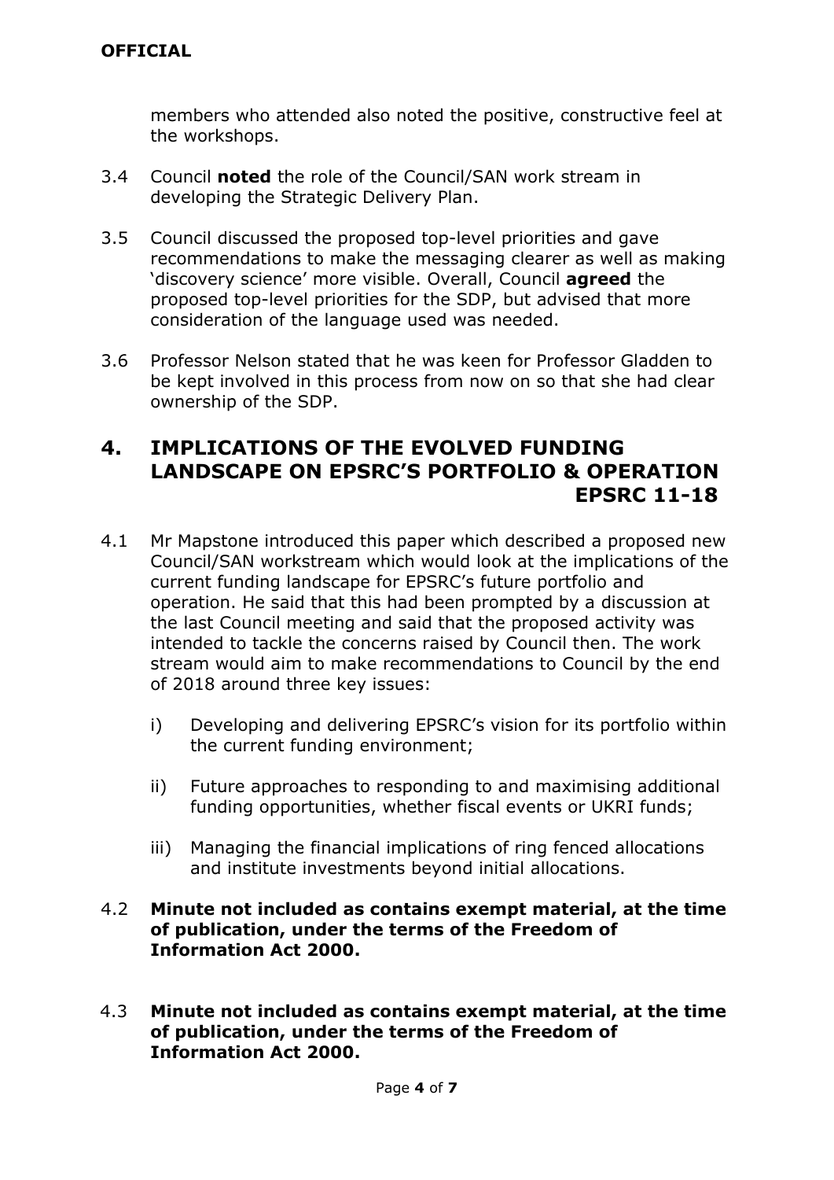members who attended also noted the positive, constructive feel at the workshops.

3.4 Council **noted** the role of the Council/SAN work stream in developing the Strategic Delivery Plan.

3.5 Council discussed the proposed top-level priorities and gave recommendations to make the messaging clearer as well as making 'discovery science' more visible. Overall, Council **agreed** the proposed top-level priorities for the SDP, but advised that more consideration of the language used was needed.

3.6 Professor Nelson stated that he was keen for Professor Gladden to be kept involved in this process from now on so that she had clear ownership of the SDP.

## 4. IMPLICATIONS OF THE EVOLVED FUNDING LANDSCAPE ON EPSRC'S PORTFOLIO & OPERATION EPSRC 11-18

4.1 Mr Mapstone introduced this paper which described a proposed new Council/SAN workstream which would look at the implications of the current funding landscape for EPSRC's future portfolio and operation. He said that this had been prompted by a discussion at the last Council meeting and said that the proposed activity was intended to tackle the concerns raised by Council then. The work stream would aim to make recommendations to Council by the end of 2018 around three key issues:

   i) Developing and delivering EPSRC's vision for its portfolio within the current funding environment;

   ii) Future approaches to responding to and maximising additional funding opportunities, whether fiscal events or UKRI funds;

   iii) Managing the financial implications of ring fenced allocations and institute investments beyond initial allocations.

4.2 **Minute not included as contains exempt material, at the time of publication, under the terms of the Freedom of Information Act 2000.**

4.3 **Minute not included as contains exempt material, at the time of publication, under the terms of the Freedom of Information Act 2000.**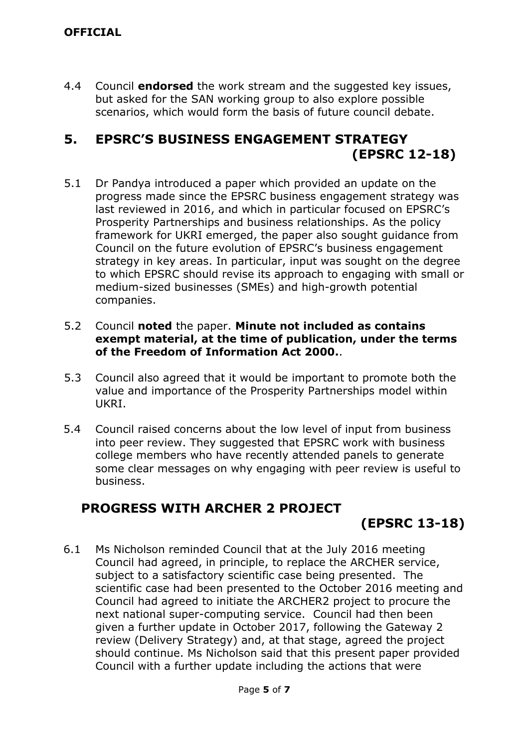4.4 Council **endorsed** the work stream and the suggested key issues, but asked for the SAN working group to also explore possible scenarios, which would form the basis of future council debate.

## 5. EPSRC'S BUSINESS ENGAGEMENT STRATEGY (EPSRC 12-18)

5.1 Dr Pandya introduced a paper which provided an update on the progress made since the EPSRC business engagement strategy was last reviewed in 2016, and which in particular focused on EPSRC's Prosperity Partnerships and business relationships. As the policy framework for UKRI emerged, the paper also sought guidance from Council on the future evolution of EPSRC's business engagement strategy in key areas. In particular, input was sought on the degree to which EPSRC should revise its approach to engaging with small or medium-sized businesses (SMEs) and high-growth potential companies.

5.2 Council **noted** the paper. **Minute not included as contains exempt material, at the time of publication, under the terms of the Freedom of Information Act 2000.**.

5.3 Council also agreed that it would be important to promote both the value and importance of the Prosperity Partnerships model within UKRI.

5.4 Council raised concerns about the low level of input from business into peer review. They suggested that EPSRC work with business college members who have recently attended panels to generate some clear messages on why engaging with peer review is useful to business.

## PROGRESS WITH ARCHER 2 PROJECT (EPSRC 13-18)

6.1 Ms Nicholson reminded Council that at the July 2016 meeting Council had agreed, in principle, to replace the ARCHER service, subject to a satisfactory scientific case being presented. The scientific case had been presented to the October 2016 meeting and Council had agreed to initiate the ARCHER2 project to procure the next national super-computing service. Council had then been given a further update in October 2017, following the Gateway 2 review (Delivery Strategy) and, at that stage, agreed the project should continue. Ms Nicholson said that this present paper provided Council with a further update including the actions that were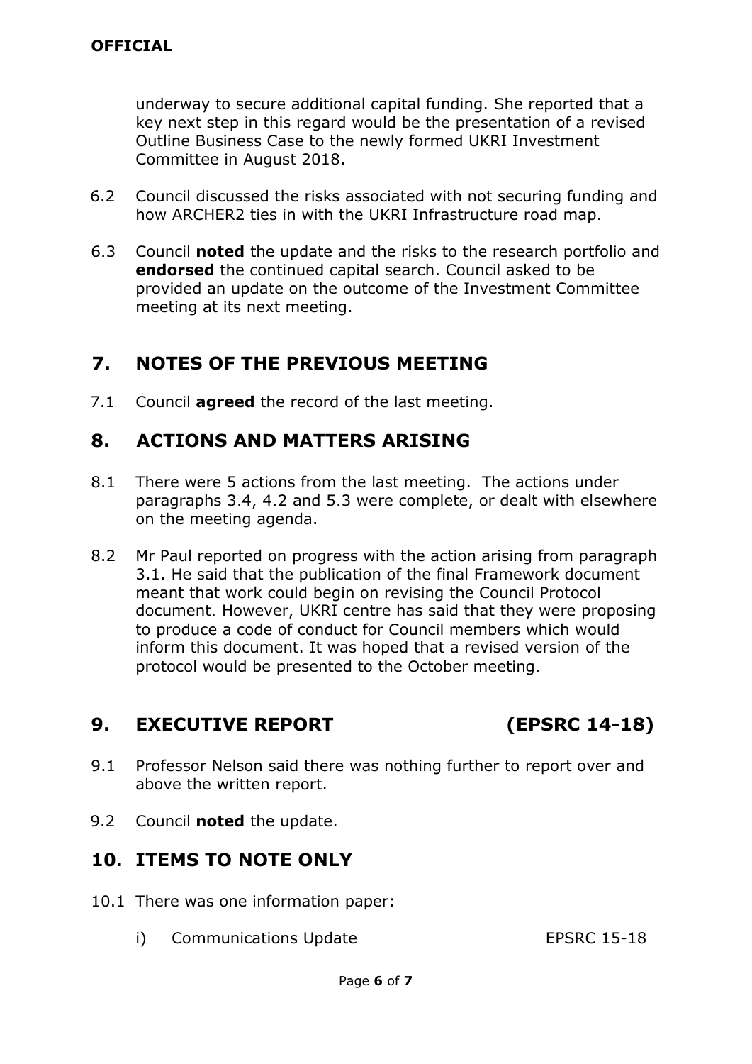underway to secure additional capital funding. She reported that a key next step in this regard would be the presentation of a revised Outline Business Case to the newly formed UKRI Investment Committee in August 2018.

6.2 Council discussed the risks associated with not securing funding and how ARCHER2 ties in with the UKRI Infrastructure road map.

6.3 Council **noted** the update and the risks to the research portfolio and **endorsed** the continued capital search. Council asked to be provided an update on the outcome of the Investment Committee meeting at its next meeting.

## 7. NOTES OF THE PREVIOUS MEETING

7.1 Council **agreed** the record of the last meeting.

## 8. ACTIONS AND MATTERS ARISING

8.1 There were 5 actions from the last meeting. The actions under paragraphs 3.4, 4.2 and 5.3 were complete, or dealt with elsewhere on the meeting agenda.

8.2 Mr Paul reported on progress with the action arising from paragraph 3.1. He said that the publication of the final Framework document meant that work could begin on revising the Council Protocol document. However, UKRI centre has said that they were proposing to produce a code of conduct for Council members which would inform this document. It was hoped that a revised version of the protocol would be presented to the October meeting.

## 9. EXECUTIVE REPORT (EPSRC 14-18)

9.1 Professor Nelson said there was nothing further to report over and above the written report.

9.2 Council **noted** the update.

## 10. ITEMS TO NOTE ONLY

10.1 There was one information paper:

i) Communications Update EPSRC 15-18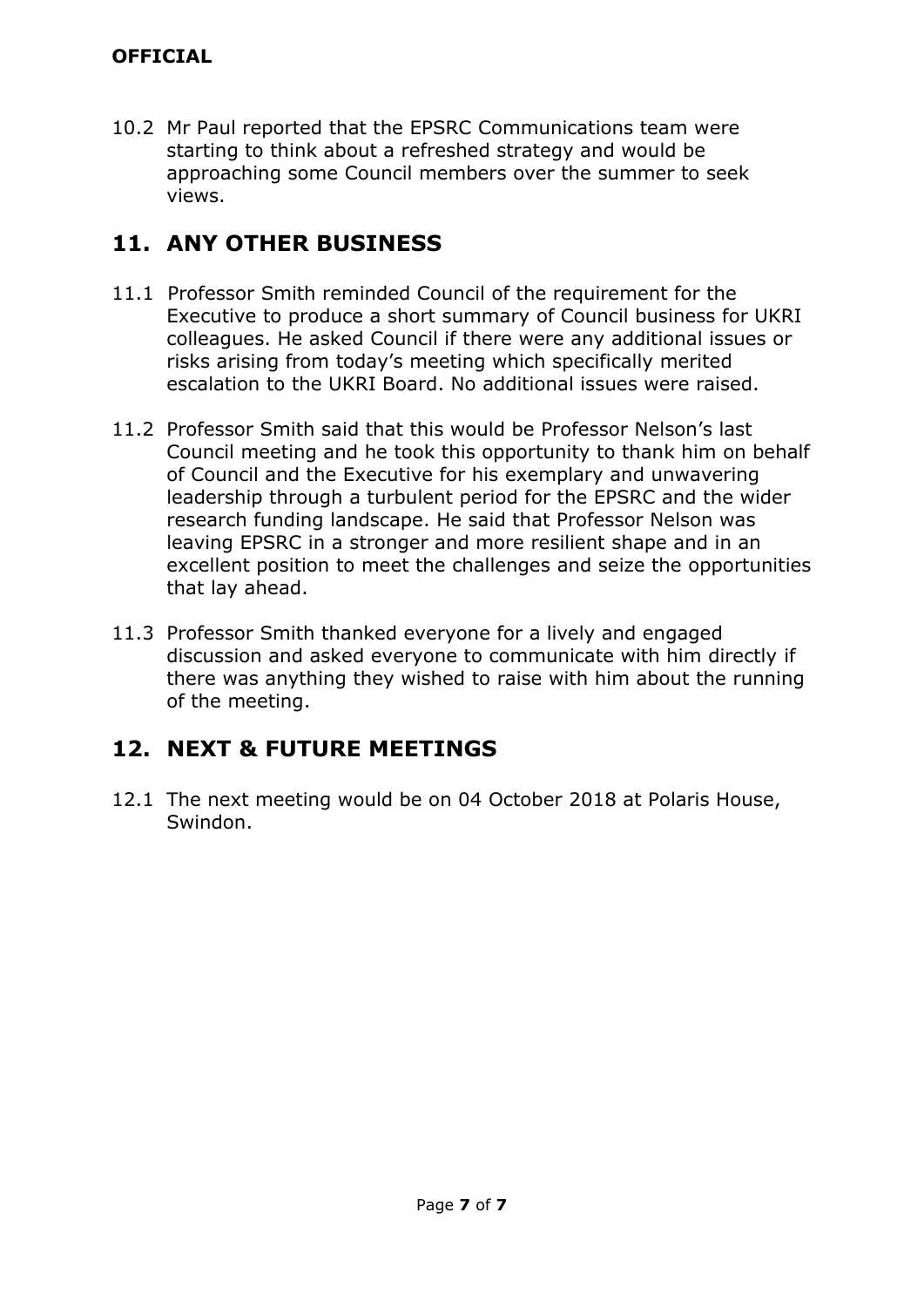10.2 Mr Paul reported that the EPSRC Communications team were starting to think about a refreshed strategy and would be approaching some Council members over the summer to seek views.

## 11. ANY OTHER BUSINESS

11.1 Professor Smith reminded Council of the requirement for the Executive to produce a short summary of Council business for UKRI colleagues. He asked Council if there were any additional issues or risks arising from today's meeting which specifically merited escalation to the UKRI Board. No additional issues were raised.

11.2 Professor Smith said that this would be Professor Nelson's last Council meeting and he took this opportunity to thank him on behalf of Council and the Executive for his exemplary and unwavering leadership through a turbulent period for the EPSRC and the wider research funding landscape. He said that Professor Nelson was leaving EPSRC in a stronger and more resilient shape and in an excellent position to meet the challenges and seize the opportunities that lay ahead.

11.3 Professor Smith thanked everyone for a lively and engaged discussion and asked everyone to communicate with him directly if there was anything they wished to raise with him about the running of the meeting.

## 12. NEXT & FUTURE MEETINGS

12.1 The next meeting would be on 04 October 2018 at Polaris House, Swindon.